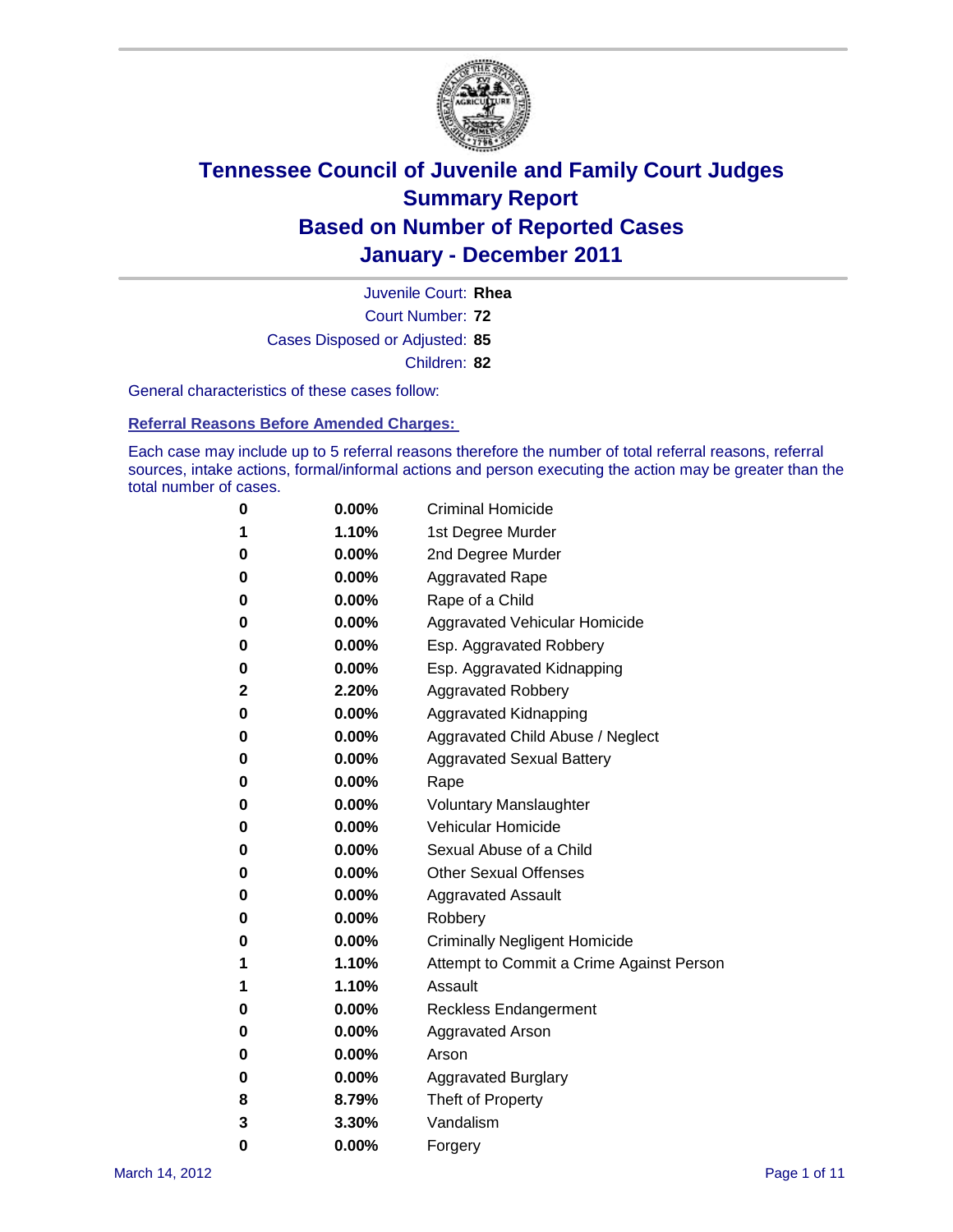# Tennessee Council of Juvenile and Family Court Judges
# Summary Report
# Based on Number of Reported Cases
# January - December 2011

Juvenile Court: **Rhea**

Court Number: **72**

Cases Disposed or Adjusted: **85**

Children: **82**

General characteristics of these cases follow:

## Referral Reasons Before Amended Charges:

Each case may include up to 5 referral reasons therefore the number of total referral reasons, referral sources, intake actions, formal/informal actions and person executing the action may be greater than the total number of cases.

| | | |
|---|---|---|
| 0 | 0.00% | Criminal Homicide |
| 1 | 1.10% | 1st Degree Murder |
| 0 | 0.00% | 2nd Degree Murder |
| 0 | 0.00% | Aggravated Rape |
| 0 | 0.00% | Rape of a Child |
| 0 | 0.00% | Aggravated Vehicular Homicide |
| 0 | 0.00% | Esp. Aggravated Robbery |
| 0 | 0.00% | Esp. Aggravated Kidnapping |
| 2 | 2.20% | Aggravated Robbery |
| 0 | 0.00% | Aggravated Kidnapping |
| 0 | 0.00% | Aggravated Child Abuse / Neglect |
| 0 | 0.00% | Aggravated Sexual Battery |
| 0 | 0.00% | Rape |
| 0 | 0.00% | Voluntary Manslaughter |
| 0 | 0.00% | Vehicular Homicide |
| 0 | 0.00% | Sexual Abuse of a Child |
| 0 | 0.00% | Other Sexual Offenses |
| 0 | 0.00% | Aggravated Assault |
| 0 | 0.00% | Robbery |
| 0 | 0.00% | Criminally Negligent Homicide |
| 1 | 1.10% | Attempt to Commit a Crime Against Person |
| 1 | 1.10% | Assault |
| 0 | 0.00% | Reckless Endangerment |
| 0 | 0.00% | Aggravated Arson |
| 0 | 0.00% | Arson |
| 0 | 0.00% | Aggravated Burglary |
| 8 | 8.79% | Theft of Property |
| 3 | 3.30% | Vandalism |
| 0 | 0.00% | Forgery |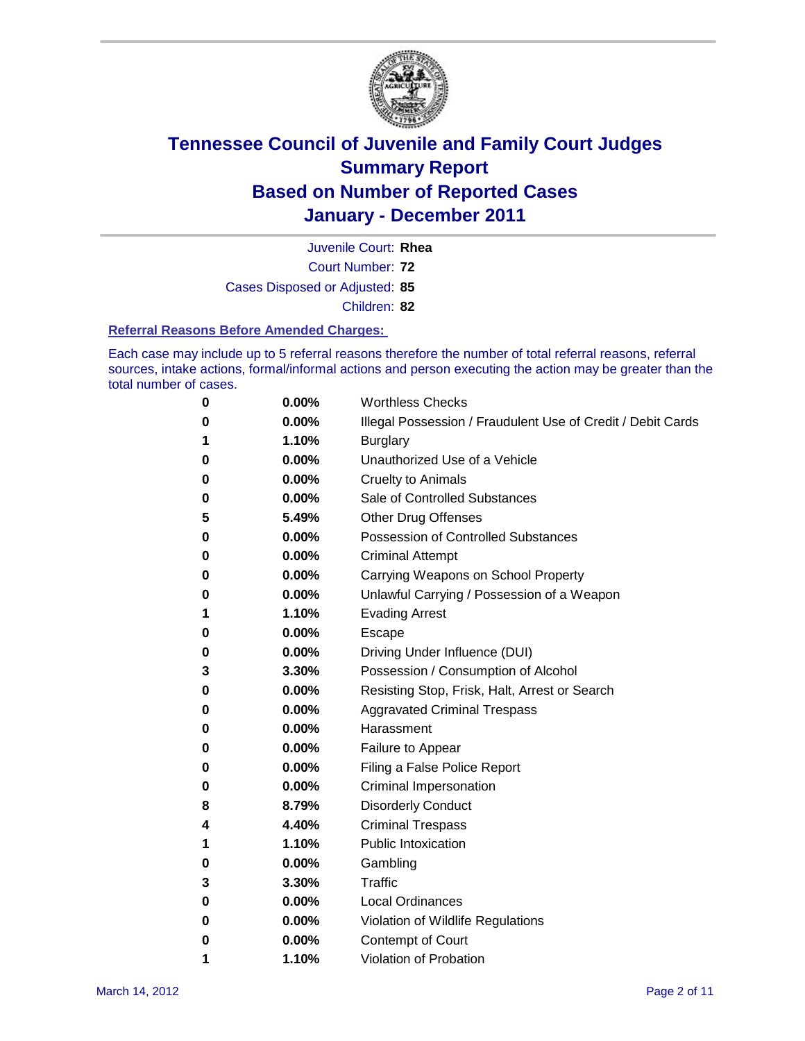# Tennessee Council of Juvenile and Family Court Judges
## Summary Report
## Based on Number of Reported Cases
## January - December 2011

Juvenile Court: **Rhea**
Court Number: **72**
Cases Disposed or Adjusted: **85**
Children: **82**

### Referral Reasons Before Amended Charges:

Each case may include up to 5 referral reasons therefore the number of total referral reasons, referral sources, intake actions, formal/informal actions and person executing the action may be greater than the total number of cases.

| | | |
|---|---|---|
| 0 | 0.00% | Worthless Checks |
| 0 | 0.00% | Illegal Possession / Fraudulent Use of Credit / Debit Cards |
| 1 | 1.10% | Burglary |
| 0 | 0.00% | Unauthorized Use of a Vehicle |
| 0 | 0.00% | Cruelty to Animals |
| 0 | 0.00% | Sale of Controlled Substances |
| 5 | 5.49% | Other Drug Offenses |
| 0 | 0.00% | Possession of Controlled Substances |
| 0 | 0.00% | Criminal Attempt |
| 0 | 0.00% | Carrying Weapons on School Property |
| 0 | 0.00% | Unlawful Carrying / Possession of a Weapon |
| 1 | 1.10% | Evading Arrest |
| 0 | 0.00% | Escape |
| 0 | 0.00% | Driving Under Influence (DUI) |
| 3 | 3.30% | Possession / Consumption of Alcohol |
| 0 | 0.00% | Resisting Stop, Frisk, Halt, Arrest or Search |
| 0 | 0.00% | Aggravated Criminal Trespass |
| 0 | 0.00% | Harassment |
| 0 | 0.00% | Failure to Appear |
| 0 | 0.00% | Filing a False Police Report |
| 0 | 0.00% | Criminal Impersonation |
| 8 | 8.79% | Disorderly Conduct |
| 4 | 4.40% | Criminal Trespass |
| 1 | 1.10% | Public Intoxication |
| 0 | 0.00% | Gambling |
| 3 | 3.30% | Traffic |
| 0 | 0.00% | Local Ordinances |
| 0 | 0.00% | Violation of Wildlife Regulations |
| 0 | 0.00% | Contempt of Court |
| 1 | 1.10% | Violation of Probation |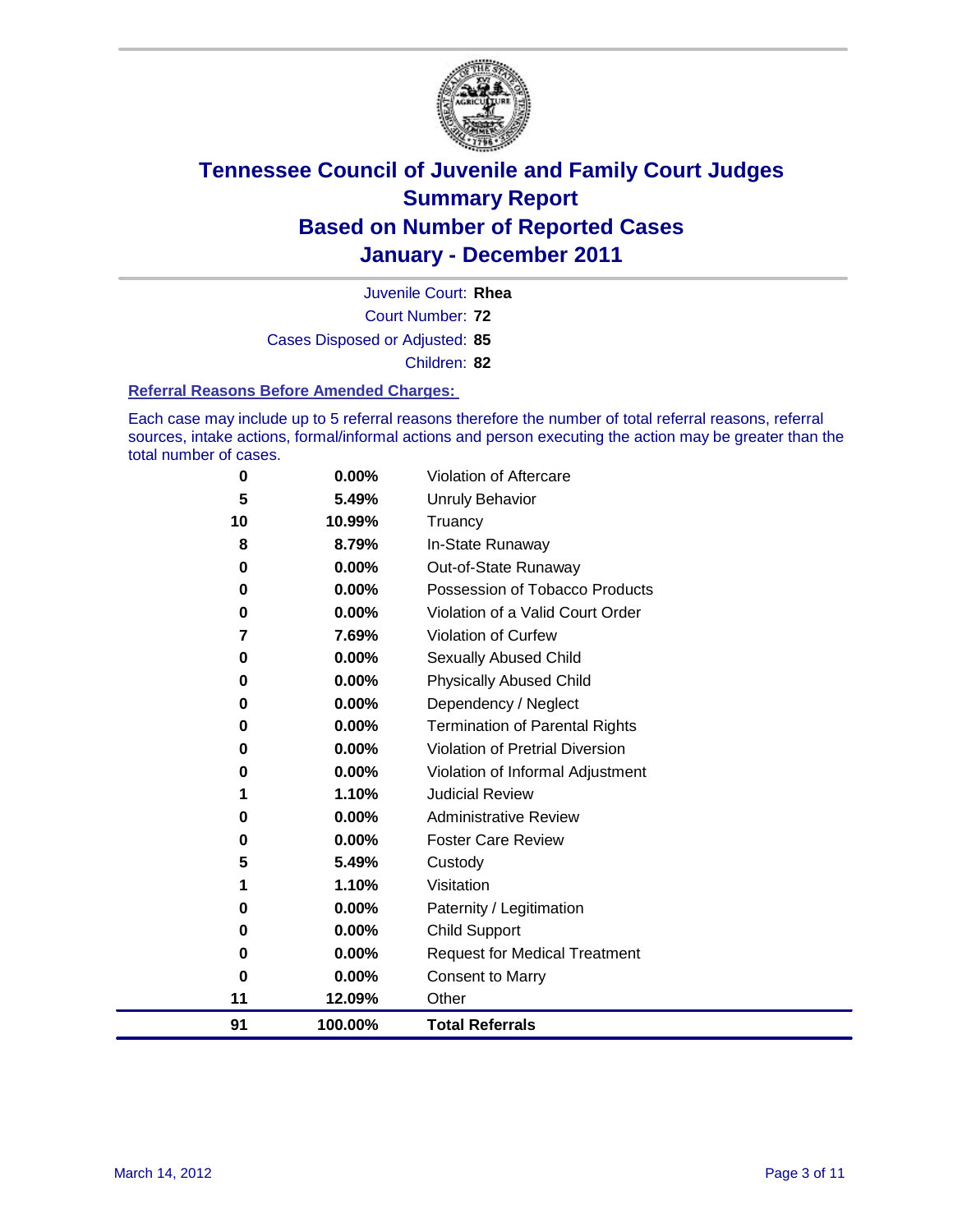# Tennessee Council of Juvenile and Family Court Judges
## Summary Report
## Based on Number of Reported Cases
## January - December 2011

Juvenile Court: **Rhea**
Court Number: **72**
Cases Disposed or Adjusted: **85**
Children: **82**

### Referral Reasons Before Amended Charges:

Each case may include up to 5 referral reasons therefore the number of total referral reasons, referral sources, intake actions, formal/informal actions and person executing the action may be greater than the total number of cases.

| Count | Percent | Referral Reason |
|---|---|---|
| 0 | 0.00% | Violation of Aftercare |
| 5 | 5.49% | Unruly Behavior |
| 10 | 10.99% | Truancy |
| 8 | 8.79% | In-State Runaway |
| 0 | 0.00% | Out-of-State Runaway |
| 0 | 0.00% | Possession of Tobacco Products |
| 0 | 0.00% | Violation of a Valid Court Order |
| 7 | 7.69% | Violation of Curfew |
| 0 | 0.00% | Sexually Abused Child |
| 0 | 0.00% | Physically Abused Child |
| 0 | 0.00% | Dependency / Neglect |
| 0 | 0.00% | Termination of Parental Rights |
| 0 | 0.00% | Violation of Pretrial Diversion |
| 0 | 0.00% | Violation of Informal Adjustment |
| 1 | 1.10% | Judicial Review |
| 0 | 0.00% | Administrative Review |
| 0 | 0.00% | Foster Care Review |
| 5 | 5.49% | Custody |
| 1 | 1.10% | Visitation |
| 0 | 0.00% | Paternity / Legitimation |
| 0 | 0.00% | Child Support |
| 0 | 0.00% | Request for Medical Treatment |
| 0 | 0.00% | Consent to Marry |
| 11 | 12.09% | Other |
| **91** | **100.00%** | **Total Referrals** |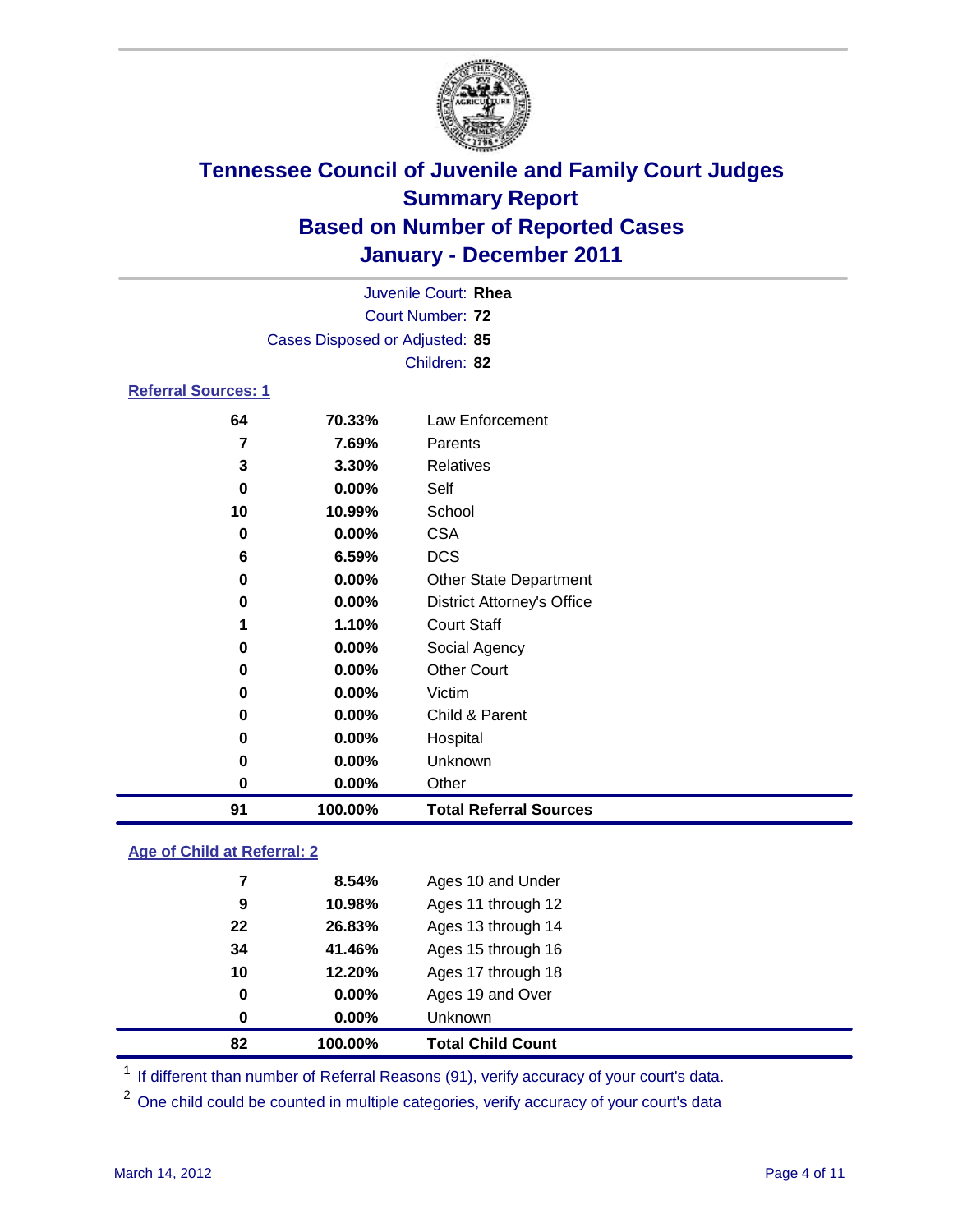# Tennessee Council of Juvenile and Family Court Judges
## Summary Report
## Based on Number of Reported Cases
## January - December 2011

Juvenile Court: **Rhea**
Court Number: **72**
Cases Disposed or Adjusted: **85**
Children: **82**

### Referral Sources: 1

| | | |
|---|---|---|
| 64 | 70.33% | Law Enforcement |
| 7 | 7.69% | Parents |
| 3 | 3.30% | Relatives |
| 0 | 0.00% | Self |
| 10 | 10.99% | School |
| 0 | 0.00% | CSA |
| 6 | 6.59% | DCS |
| 0 | 0.00% | Other State Department |
| 0 | 0.00% | District Attorney's Office |
| 1 | 1.10% | Court Staff |
| 0 | 0.00% | Social Agency |
| 0 | 0.00% | Other Court |
| 0 | 0.00% | Victim |
| 0 | 0.00% | Child & Parent |
| 0 | 0.00% | Hospital |
| 0 | 0.00% | Unknown |
| 0 | 0.00% | Other |
| **91** | **100.00%** | **Total Referral Sources** |

### Age of Child at Referral: 2

| | | |
|---|---|---|
| 7 | 8.54% | Ages 10 and Under |
| 9 | 10.98% | Ages 11 through 12 |
| 22 | 26.83% | Ages 13 through 14 |
| 34 | 41.46% | Ages 15 through 16 |
| 10 | 12.20% | Ages 17 through 18 |
| 0 | 0.00% | Ages 19 and Over |
| 0 | 0.00% | Unknown |
| **82** | **100.00%** | **Total Child Count** |

[1] If different than number of Referral Reasons (91), verify accuracy of your court's data.

[2] One child could be counted in multiple categories, verify accuracy of your court's data

March 14, 2012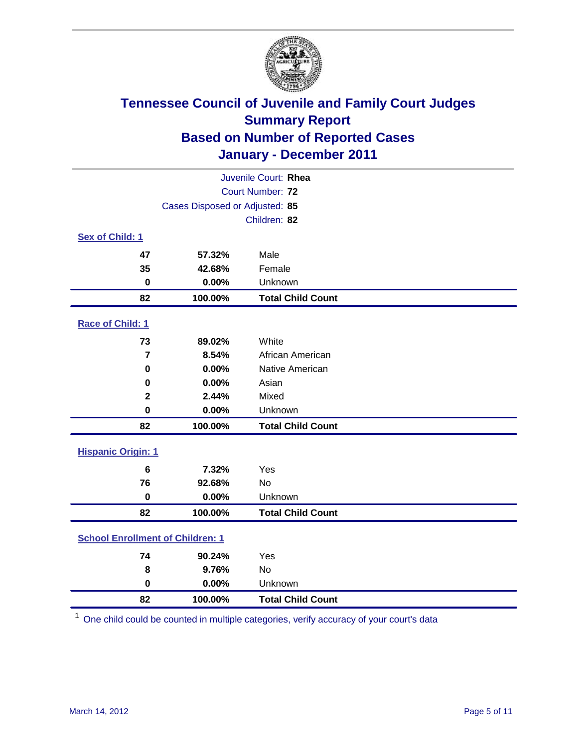# Tennessee Council of Juvenile and Family Court Judges
## Summary Report
## Based on Number of Reported Cases
## January - December 2011

Juvenile Court: **Rhea**
Court Number: **72**
Cases Disposed or Adjusted: **85**
Children: **82**

### Sex of Child: 1

| | | |
|---|---|---|
| 47 | 57.32% | Male |
| 35 | 42.68% | Female |
| 0 | 0.00% | Unknown |
| **82** | **100.00%** | **Total Child Count** |

### Race of Child: 1

| | | |
|---|---|---|
| 73 | 89.02% | White |
| 7 | 8.54% | African American |
| 0 | 0.00% | Native American |
| 0 | 0.00% | Asian |
| 2 | 2.44% | Mixed |
| 0 | 0.00% | Unknown |
| **82** | **100.00%** | **Total Child Count** |

### Hispanic Origin: 1

| | | |
|---|---|---|
| 6 | 7.32% | Yes |
| 76 | 92.68% | No |
| 0 | 0.00% | Unknown |
| **82** | **100.00%** | **Total Child Count** |

### School Enrollment of Children: 1

| | | |
|---|---|---|
| 74 | 90.24% | Yes |
| 8 | 9.76% | No |
| 0 | 0.00% | Unknown |
| **82** | **100.00%** | **Total Child Count** |

[1] One child could be counted in multiple categories, verify accuracy of your court's data

March 14, 2012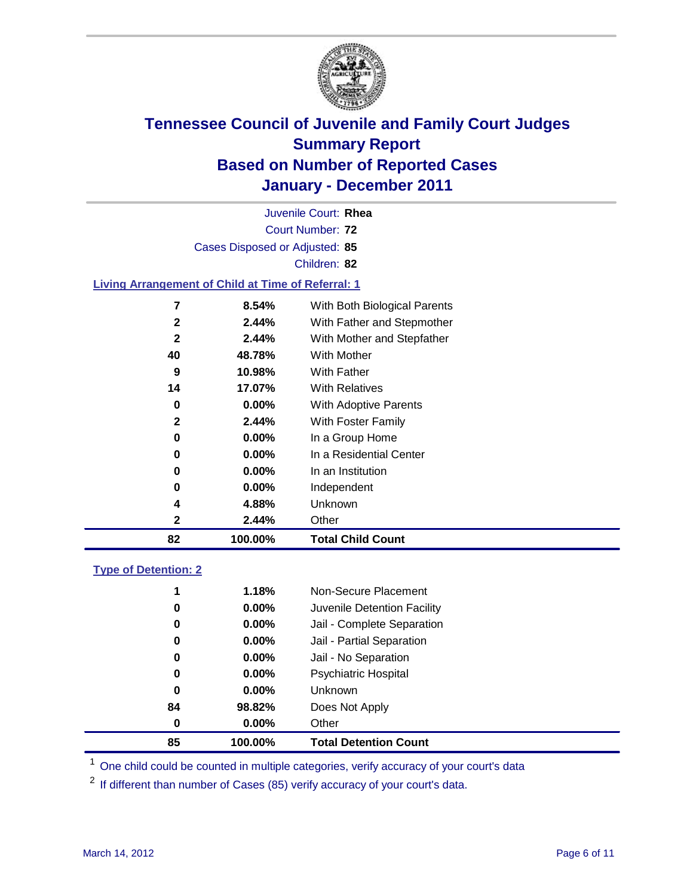# Tennessee Council of Juvenile and Family Court Judges
## Summary Report
## Based on Number of Reported Cases
## January - December 2011

Juvenile Court: **Rhea**
Court Number: **72**
Cases Disposed or Adjusted: **85**
Children: **82**

### Living Arrangement of Child at Time of Referral: 1

| | | |
|---|---|---|
| 7 | 8.54% | With Both Biological Parents |
| 2 | 2.44% | With Father and Stepmother |
| 2 | 2.44% | With Mother and Stepfather |
| 40 | 48.78% | With Mother |
| 9 | 10.98% | With Father |
| 14 | 17.07% | With Relatives |
| 0 | 0.00% | With Adoptive Parents |
| 2 | 2.44% | With Foster Family |
| 0 | 0.00% | In a Group Home |
| 0 | 0.00% | In a Residential Center |
| 0 | 0.00% | In an Institution |
| 0 | 0.00% | Independent |
| 4 | 4.88% | Unknown |
| 2 | 2.44% | Other |
| **82** | **100.00%** | **Total Child Count** |

### Type of Detention: 2

| | | |
|---|---|---|
| 1 | 1.18% | Non-Secure Placement |
| 0 | 0.00% | Juvenile Detention Facility |
| 0 | 0.00% | Jail - Complete Separation |
| 0 | 0.00% | Jail - Partial Separation |
| 0 | 0.00% | Jail - No Separation |
| 0 | 0.00% | Psychiatric Hospital |
| 0 | 0.00% | Unknown |
| 84 | 98.82% | Does Not Apply |
| 0 | 0.00% | Other |
| **85** | **100.00%** | **Total Detention Count** |

[1] One child could be counted in multiple categories, verify accuracy of your court's data

[2] If different than number of Cases (85) verify accuracy of your court's data.

March 14, 2012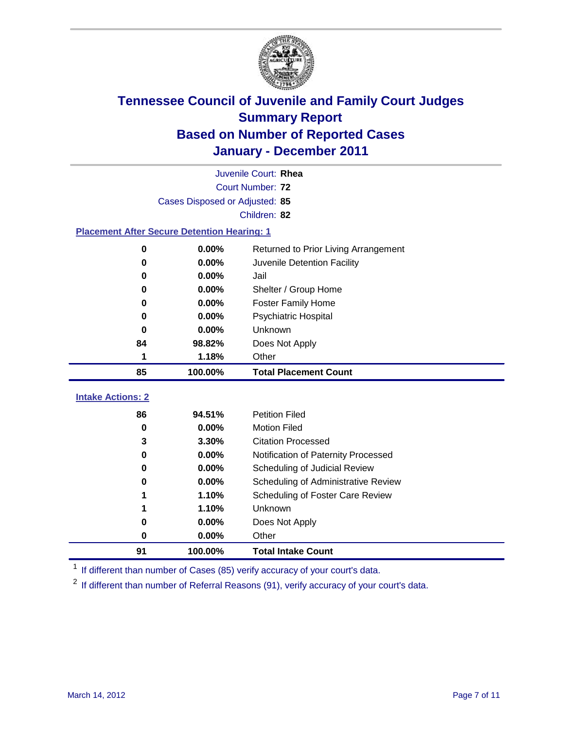# Tennessee Council of Juvenile and Family Court Judges
## Summary Report
## Based on Number of Reported Cases
## January - December 2011

Juvenile Court: **Rhea**
Court Number: **72**
Cases Disposed or Adjusted: **85**
Children: **82**

### Placement After Secure Detention Hearing: 1

| | | |
|---|---|---|
| 0 | 0.00% | Returned to Prior Living Arrangement |
| 0 | 0.00% | Juvenile Detention Facility |
| 0 | 0.00% | Jail |
| 0 | 0.00% | Shelter / Group Home |
| 0 | 0.00% | Foster Family Home |
| 0 | 0.00% | Psychiatric Hospital |
| 0 | 0.00% | Unknown |
| 84 | 98.82% | Does Not Apply |
| 1 | 1.18% | Other |
| **85** | **100.00%** | **Total Placement Count** |

### Intake Actions: 2

| | | |
|---|---|---|
| 86 | 94.51% | Petition Filed |
| 0 | 0.00% | Motion Filed |
| 3 | 3.30% | Citation Processed |
| 0 | 0.00% | Notification of Paternity Processed |
| 0 | 0.00% | Scheduling of Judicial Review |
| 0 | 0.00% | Scheduling of Administrative Review |
| 1 | 1.10% | Scheduling of Foster Care Review |
| 1 | 1.10% | Unknown |
| 0 | 0.00% | Does Not Apply |
| 0 | 0.00% | Other |
| **91** | **100.00%** | **Total Intake Count** |

[1] If different than number of Cases (85) verify accuracy of your court's data.

[2] If different than number of Referral Reasons (91), verify accuracy of your court's data.

March 14, 2012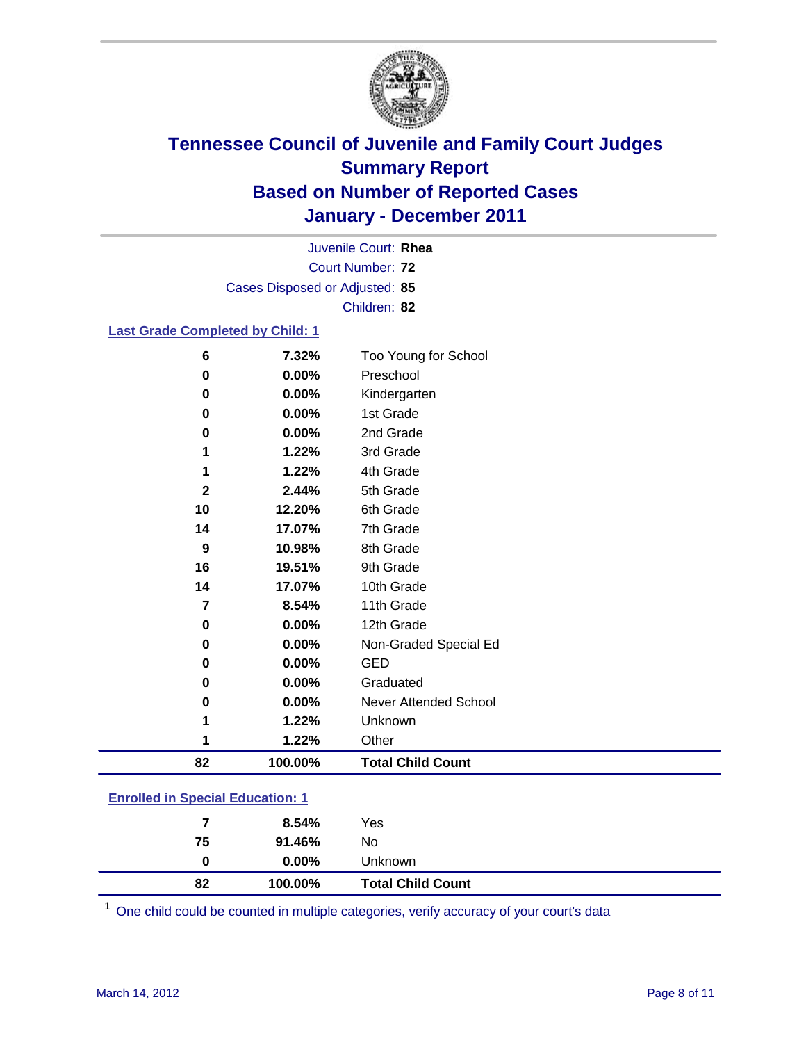# Tennessee Council of Juvenile and Family Court Judges
## Summary Report
## Based on Number of Reported Cases
## January - December 2011

Juvenile Court: **Rhea**
Court Number: **72**
Cases Disposed or Adjusted: **85**
Children: **82**

### Last Grade Completed by Child: 1

| Count | Percent | Category |
|---|---|---|
| 6 | 7.32% | Too Young for School |
| 0 | 0.00% | Preschool |
| 0 | 0.00% | Kindergarten |
| 0 | 0.00% | 1st Grade |
| 0 | 0.00% | 2nd Grade |
| 1 | 1.22% | 3rd Grade |
| 1 | 1.22% | 4th Grade |
| 2 | 2.44% | 5th Grade |
| 10 | 12.20% | 6th Grade |
| 14 | 17.07% | 7th Grade |
| 9 | 10.98% | 8th Grade |
| 16 | 19.51% | 9th Grade |
| 14 | 17.07% | 10th Grade |
| 7 | 8.54% | 11th Grade |
| 0 | 0.00% | 12th Grade |
| 0 | 0.00% | Non-Graded Special Ed |
| 0 | 0.00% | GED |
| 0 | 0.00% | Graduated |
| 0 | 0.00% | Never Attended School |
| 1 | 1.22% | Unknown |
| 1 | 1.22% | Other |
| **82** | **100.00%** | **Total Child Count** |

### Enrolled in Special Education: 1

| Count | Percent | Category |
|---|---|---|
| 7 | 8.54% | Yes |
| 75 | 91.46% | No |
| 0 | 0.00% | Unknown |
| **82** | **100.00%** | **Total Child Count** |

[1] One child could be counted in multiple categories, verify accuracy of your court's data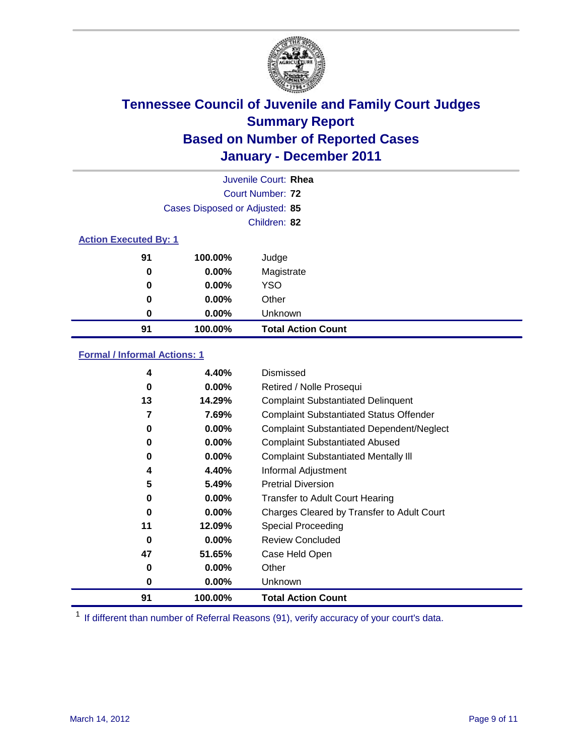# Tennessee Council of Juvenile and Family Court Judges
## Summary Report
## Based on Number of Reported Cases
## January - December 2011

Juvenile Court: **Rhea**
Court Number: **72**
Cases Disposed or Adjusted: **85**
Children: **82**

### Action Executed By: 1

| | | |
|---|---|---|
| 91 | 100.00% | Judge |
| 0 | 0.00% | Magistrate |
| 0 | 0.00% | YSO |
| 0 | 0.00% | Other |
| 0 | 0.00% | Unknown |
| **91** | **100.00%** | **Total Action Count** |

### Formal / Informal Actions: 1

| | | |
|---|---|---|
| 4 | 4.40% | Dismissed |
| 0 | 0.00% | Retired / Nolle Prosequi |
| 13 | 14.29% | Complaint Substantiated Delinquent |
| 7 | 7.69% | Complaint Substantiated Status Offender |
| 0 | 0.00% | Complaint Substantiated Dependent/Neglect |
| 0 | 0.00% | Complaint Substantiated Abused |
| 0 | 0.00% | Complaint Substantiated Mentally Ill |
| 4 | 4.40% | Informal Adjustment |
| 5 | 5.49% | Pretrial Diversion |
| 0 | 0.00% | Transfer to Adult Court Hearing |
| 0 | 0.00% | Charges Cleared by Transfer to Adult Court |
| 11 | 12.09% | Special Proceeding |
| 0 | 0.00% | Review Concluded |
| 47 | 51.65% | Case Held Open |
| 0 | 0.00% | Other |
| 0 | 0.00% | Unknown |
| **91** | **100.00%** | **Total Action Count** |

[1] If different than number of Referral Reasons (91), verify accuracy of your court's data.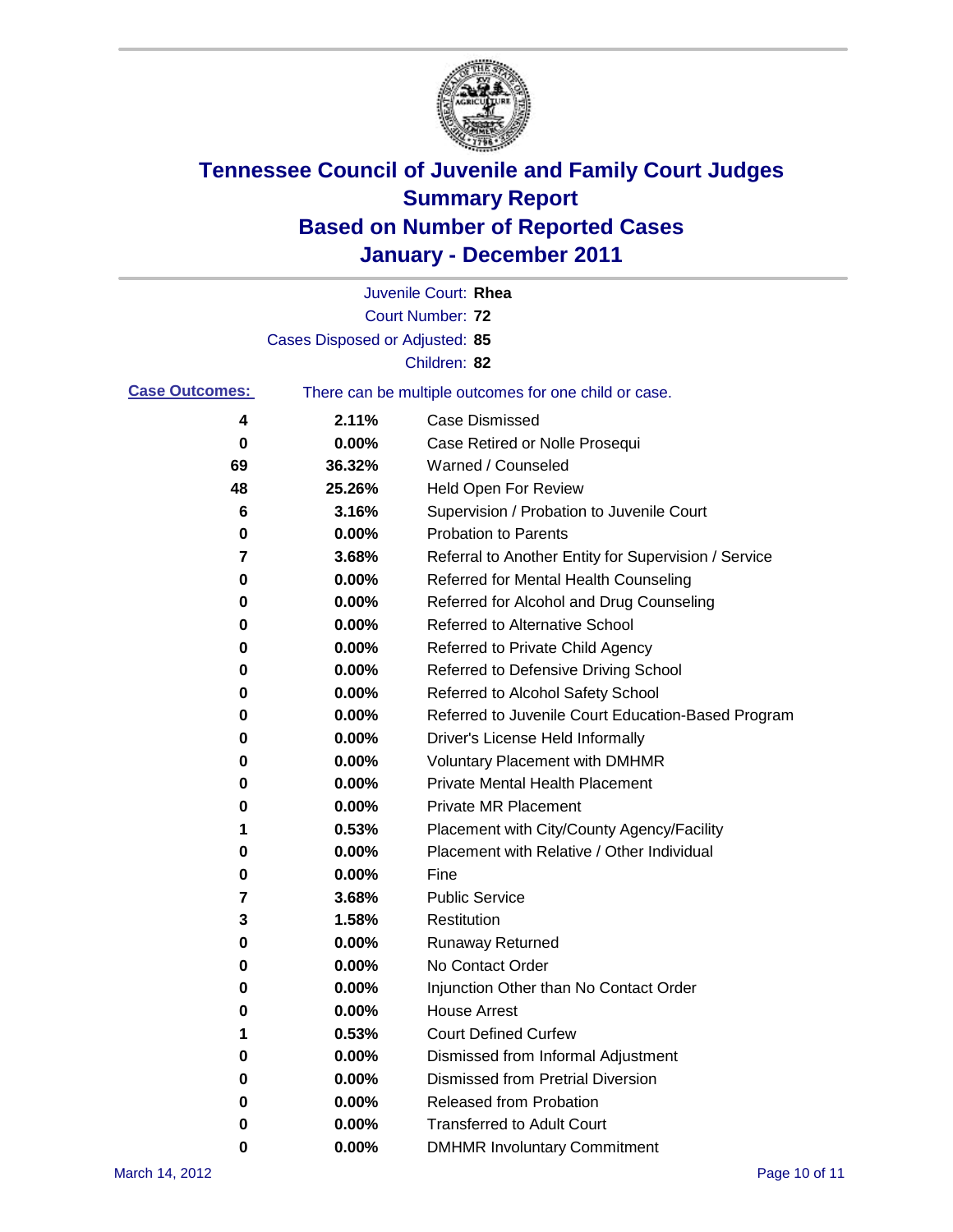# Tennessee Council of Juvenile and Family Court Judges
# Summary Report
# Based on Number of Reported Cases
# January - December 2011

Juvenile Court: **Rhea**

Court Number: **72**

Cases Disposed or Adjusted: **85**

Children: **82**

**Case Outcomes:** There can be multiple outcomes for one child or case.

| | | |
|---|---|---|
| 4 | 2.11% | Case Dismissed |
| 0 | 0.00% | Case Retired or Nolle Prosequi |
| 69 | 36.32% | Warned / Counseled |
| 48 | 25.26% | Held Open For Review |
| 6 | 3.16% | Supervision / Probation to Juvenile Court |
| 0 | 0.00% | Probation to Parents |
| 7 | 3.68% | Referral to Another Entity for Supervision / Service |
| 0 | 0.00% | Referred for Mental Health Counseling |
| 0 | 0.00% | Referred for Alcohol and Drug Counseling |
| 0 | 0.00% | Referred to Alternative School |
| 0 | 0.00% | Referred to Private Child Agency |
| 0 | 0.00% | Referred to Defensive Driving School |
| 0 | 0.00% | Referred to Alcohol Safety School |
| 0 | 0.00% | Referred to Juvenile Court Education-Based Program |
| 0 | 0.00% | Driver's License Held Informally |
| 0 | 0.00% | Voluntary Placement with DMHMR |
| 0 | 0.00% | Private Mental Health Placement |
| 0 | 0.00% | Private MR Placement |
| 1 | 0.53% | Placement with City/County Agency/Facility |
| 0 | 0.00% | Placement with Relative / Other Individual |
| 0 | 0.00% | Fine |
| 7 | 3.68% | Public Service |
| 3 | 1.58% | Restitution |
| 0 | 0.00% | Runaway Returned |
| 0 | 0.00% | No Contact Order |
| 0 | 0.00% | Injunction Other than No Contact Order |
| 0 | 0.00% | House Arrest |
| 1 | 0.53% | Court Defined Curfew |
| 0 | 0.00% | Dismissed from Informal Adjustment |
| 0 | 0.00% | Dismissed from Pretrial Diversion |
| 0 | 0.00% | Released from Probation |
| 0 | 0.00% | Transferred to Adult Court |
| 0 | 0.00% | DMHMR Involuntary Commitment |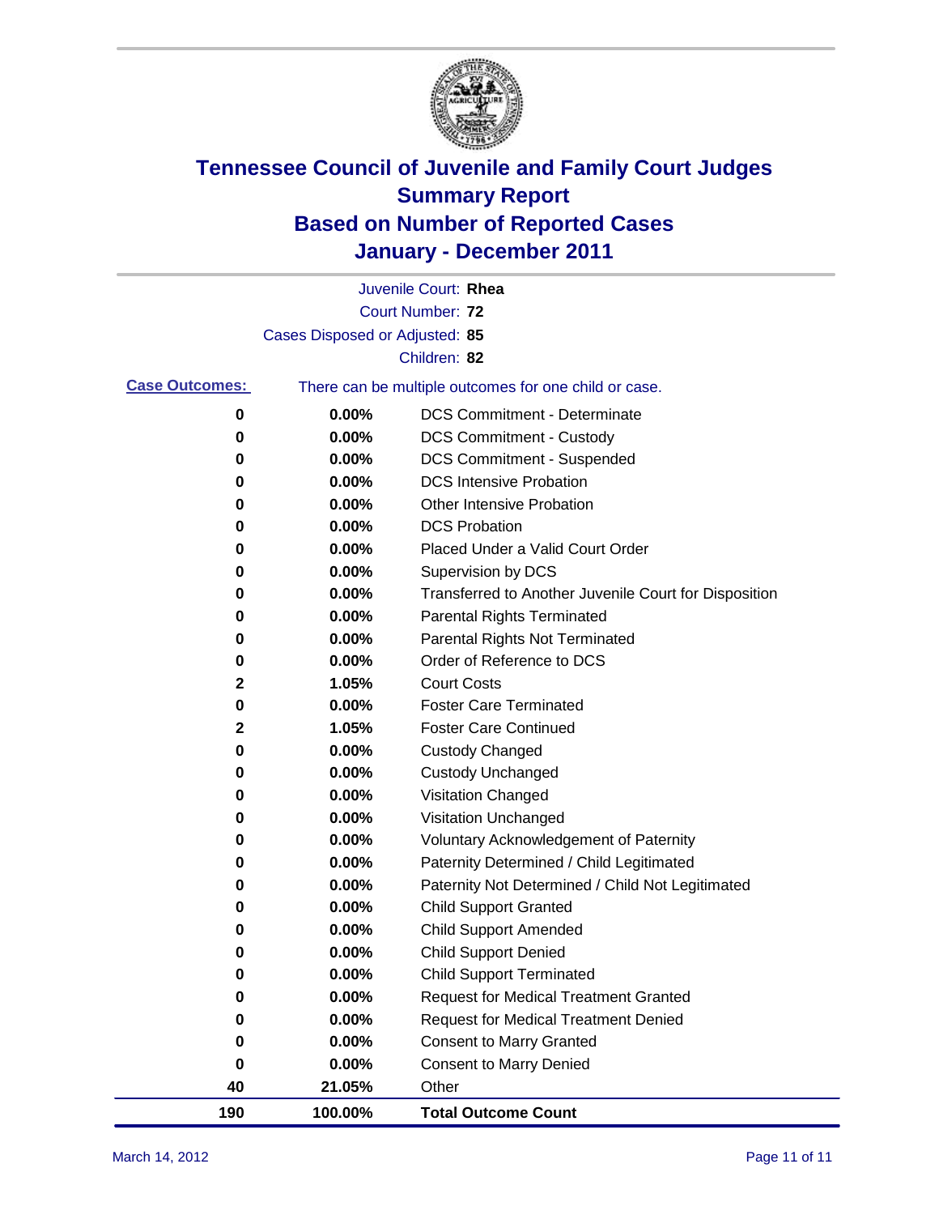# Tennessee Council of Juvenile and Family Court Judges
# Summary Report
# Based on Number of Reported Cases
# January - December 2011

Juvenile Court: **Rhea**
Court Number: **72**
Cases Disposed or Adjusted: **85**
Children: **82**

**Case Outcomes:** There can be multiple outcomes for one child or case.

| | | |
|---|---|---|
| 0 | 0.00% | DCS Commitment - Determinate |
| 0 | 0.00% | DCS Commitment - Custody |
| 0 | 0.00% | DCS Commitment - Suspended |
| 0 | 0.00% | DCS Intensive Probation |
| 0 | 0.00% | Other Intensive Probation |
| 0 | 0.00% | DCS Probation |
| 0 | 0.00% | Placed Under a Valid Court Order |
| 0 | 0.00% | Supervision by DCS |
| 0 | 0.00% | Transferred to Another Juvenile Court for Disposition |
| 0 | 0.00% | Parental Rights Terminated |
| 0 | 0.00% | Parental Rights Not Terminated |
| 0 | 0.00% | Order of Reference to DCS |
| 2 | 1.05% | Court Costs |
| 0 | 0.00% | Foster Care Terminated |
| 2 | 1.05% | Foster Care Continued |
| 0 | 0.00% | Custody Changed |
| 0 | 0.00% | Custody Unchanged |
| 0 | 0.00% | Visitation Changed |
| 0 | 0.00% | Visitation Unchanged |
| 0 | 0.00% | Voluntary Acknowledgement of Paternity |
| 0 | 0.00% | Paternity Determined / Child Legitimated |
| 0 | 0.00% | Paternity Not Determined / Child Not Legitimated |
| 0 | 0.00% | Child Support Granted |
| 0 | 0.00% | Child Support Amended |
| 0 | 0.00% | Child Support Denied |
| 0 | 0.00% | Child Support Terminated |
| 0 | 0.00% | Request for Medical Treatment Granted |
| 0 | 0.00% | Request for Medical Treatment Denied |
| 0 | 0.00% | Consent to Marry Granted |
| 0 | 0.00% | Consent to Marry Denied |
| 40 | 21.05% | Other |
| **190** | **100.00%** | **Total Outcome Count** |